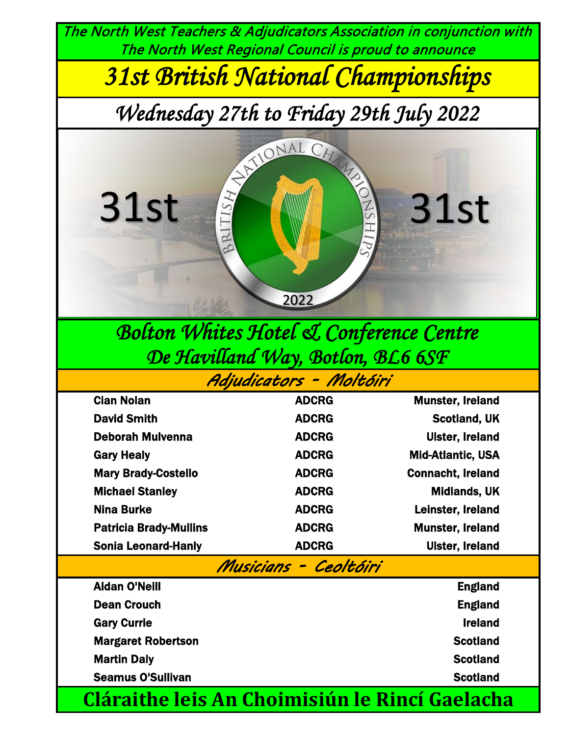The North West Teachers & Adjudicators Association in conjunction with The North West Regional Council is proud to announce

# 31st British National Championships

## Wednesday 27th to Friday 29th July 2022

31st BRITISH NATIONAL CHAMPIONSHIPS 2022 31st

## Bolton Whites Hotel & Conference Centre
## De Havilland Way, Botlon, BL6 6SF

### Adjudicators - Moltóiri

| | | |
|---|---|---|
| Cian Nolan | ADCRG | Munster, Ireland |
| David Smith | ADCRG | Scotland, UK |
| Deborah Mulvenna | ADCRG | Ulster, Ireland |
| Gary Healy | ADCRG | Mid-Atlantic, USA |
| Mary Brady-Costello | ADCRG | Connacht, Ireland |
| Michael Stanley | ADCRG | Midlands, UK |
| Nina Burke | ADCRG | Leinster, Ireland |
| Patricia Brady-Mullins | ADCRG | Munster, Ireland |
| Sonia Leonard-Hanly | ADCRG | Ulster, Ireland |

### Musicians - Ceoltóiri

| | |
|---|---|
| Aidan O'Neill | England |
| Dean Crouch | England |
| Gary Currie | Ireland |
| Margaret Robertson | Scotland |
| Martin Daly | Scotland |
| Seamus O'Sullivan | Scotland |

**Cláraithe leis An Choimisiún le Rincí Gaelacha**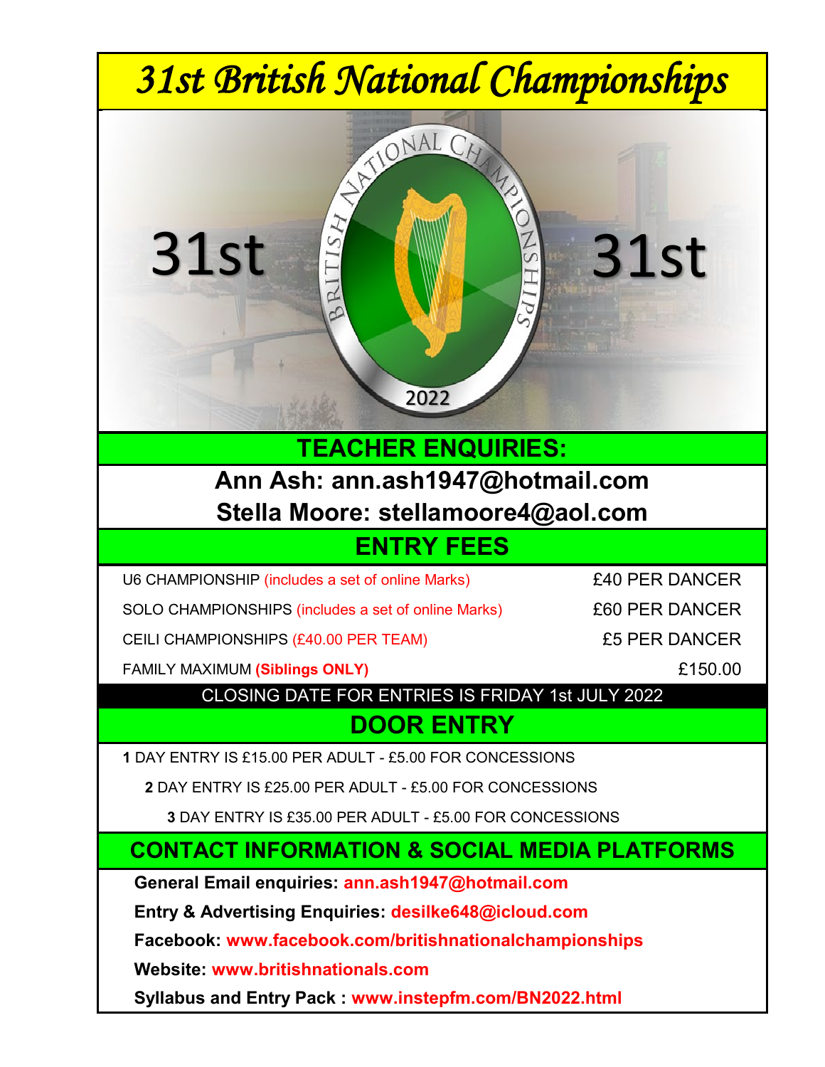# 31st British National Championships

31st

BRITISH NATIONAL CHAMPIONSHIPS

2022

31st

## TEACHER ENQUIRIES:

**Ann Ash: ann.ash1947@hotmail.com**

**Stella Moore: stellamoore4@aol.com**

## ENTRY FEES

| | |
|---|---|
| U6 CHAMPIONSHIP (includes a set of online Marks) | £40 PER DANCER |
| SOLO CHAMPIONSHIPS (includes a set of online Marks) | £60 PER DANCER |
| CEILI CHAMPIONSHIPS (£40.00 PER TEAM) | £5 PER DANCER |
| FAMILY MAXIMUM **(Siblings ONLY)** | £150.00 |

CLOSING DATE FOR ENTRIES IS FRIDAY 1st JULY 2022

## DOOR ENTRY

**1** DAY ENTRY IS £15.00 PER ADULT - £5.00 FOR CONCESSIONS

**2** DAY ENTRY IS £25.00 PER ADULT - £5.00 FOR CONCESSIONS

**3** DAY ENTRY IS £35.00 PER ADULT - £5.00 FOR CONCESSIONS

## CONTACT INFORMATION & SOCIAL MEDIA PLATFORMS

**General Email enquiries: ann.ash1947@hotmail.com**

**Entry & Advertising Enquiries: desilke648@icloud.com**

**Facebook: www.facebook.com/britishnationalchampionships**

**Website: www.britishnationals.com**

**Syllabus and Entry Pack : www.instepfm.com/BN2022.html**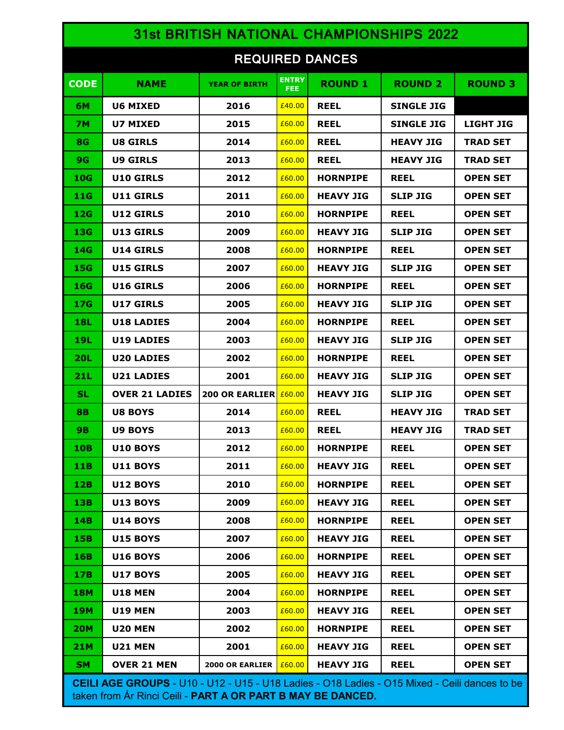# 31st BRITISH NATIONAL CHAMPIONSHIPS 2022

## REQUIRED DANCES

| CODE | NAME | YEAR OF BIRTH | ENTRY FEE | ROUND 1 | ROUND 2 | ROUND 3 |
|---|---|---|---|---|---|---|
| 6M | U6 MIXED | 2016 | £40.00 | REEL | SINGLE JIG | |
| 7M | U7 MIXED | 2015 | £60.00 | REEL | SINGLE JIG | LIGHT JIG |
| 8G | U8 GIRLS | 2014 | £60.00 | REEL | HEAVY JIG | TRAD SET |
| 9G | U9 GIRLS | 2013 | £60.00 | REEL | HEAVY JIG | TRAD SET |
| 10G | U10 GIRLS | 2012 | £60.00 | HORNPIPE | REEL | OPEN SET |
| 11G | U11 GIRLS | 2011 | £60.00 | HEAVY JIG | SLIP JIG | OPEN SET |
| 12G | U12 GIRLS | 2010 | £60.00 | HORNPIPE | REEL | OPEN SET |
| 13G | U13 GIRLS | 2009 | £60.00 | HEAVY JIG | SLIP JIG | OPEN SET |
| 14G | U14 GIRLS | 2008 | £60.00 | HORNPIPE | REEL | OPEN SET |
| 15G | U15 GIRLS | 2007 | £60.00 | HEAVY JIG | SLIP JIG | OPEN SET |
| 16G | U16 GIRLS | 2006 | £60.00 | HORNPIPE | REEL | OPEN SET |
| 17G | U17 GIRLS | 2005 | £60.00 | HEAVY JIG | SLIP JIG | OPEN SET |
| 18L | U18 LADIES | 2004 | £60.00 | HORNPIPE | REEL | OPEN SET |
| 19L | U19 LADIES | 2003 | £60.00 | HEAVY JIG | SLIP JIG | OPEN SET |
| 20L | U20 LADIES | 2002 | £60.00 | HORNPIPE | REEL | OPEN SET |
| 21L | U21 LADIES | 2001 | £60.00 | HEAVY JIG | SLIP JIG | OPEN SET |
| SL | OVER 21 LADIES | 200 OR EARLIER | £60.00 | HEAVY JIG | SLIP JIG | OPEN SET |
| 8B | U8 BOYS | 2014 | £60.00 | REEL | HEAVY JIG | TRAD SET |
| 9B | U9 BOYS | 2013 | £60.00 | REEL | HEAVY JIG | TRAD SET |
| 10B | U10 BOYS | 2012 | £60.00 | HORNPIPE | REEL | OPEN SET |
| 11B | U11 BOYS | 2011 | £60.00 | HEAVY JIG | REEL | OPEN SET |
| 12B | U12 BOYS | 2010 | £60.00 | HORNPIPE | REEL | OPEN SET |
| 13B | U13 BOYS | 2009 | £60.00 | HEAVY JIG | REEL | OPEN SET |
| 14B | U14 BOYS | 2008 | £60.00 | HORNPIPE | REEL | OPEN SET |
| 15B | U15 BOYS | 2007 | £60.00 | HEAVY JIG | REEL | OPEN SET |
| 16B | U16 BOYS | 2006 | £60.00 | HORNPIPE | REEL | OPEN SET |
| 17B | U17 BOYS | 2005 | £60.00 | HEAVY JIG | REEL | OPEN SET |
| 18M | U18 MEN | 2004 | £60.00 | HORNPIPE | REEL | OPEN SET |
| 19M | U19 MEN | 2003 | £60.00 | HEAVY JIG | REEL | OPEN SET |
| 20M | U20 MEN | 2002 | £60.00 | HORNPIPE | REEL | OPEN SET |
| 21M | U21 MEN | 2001 | £60.00 | HEAVY JIG | REEL | OPEN SET |
| SM | OVER 21 MEN | 2000 OR EARLIER | £60.00 | HEAVY JIG | REEL | OPEN SET |

**CEILI AGE GROUPS** - U10 - U12 - U15 - U18 Ladies - O18 Ladies - O15 Mixed - Ceili dances to be taken from Ár Rinci Ceili - **PART A OR PART B MAY BE DANCED.**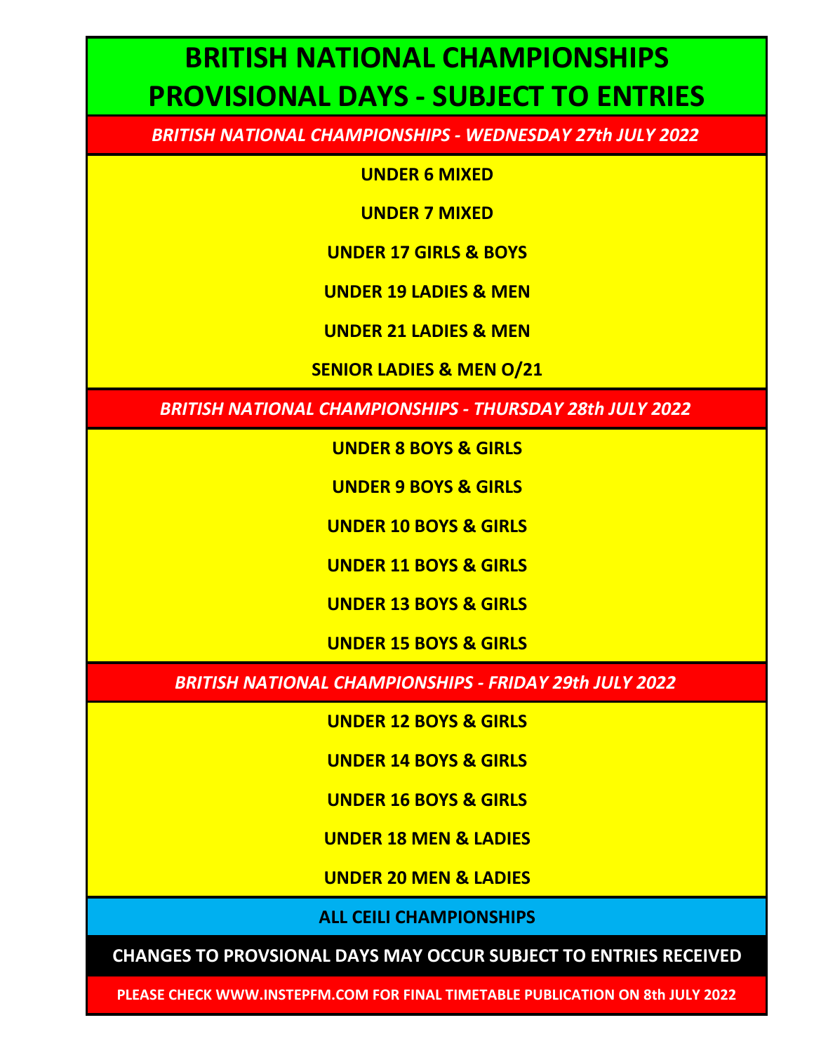# BRITISH NATIONAL CHAMPIONSHIPS PROVISIONAL DAYS - SUBJECT TO ENTRIES

## *BRITISH NATIONAL CHAMPIONSHIPS - WEDNESDAY 27th JULY 2022*

**UNDER 6 MIXED**

**UNDER 7 MIXED**

**UNDER 17 GIRLS & BOYS**

**UNDER 19 LADIES & MEN**

**UNDER 21 LADIES & MEN**

**SENIOR LADIES & MEN O/21**

## *BRITISH NATIONAL CHAMPIONSHIPS - THURSDAY 28th JULY 2022*

**UNDER 8 BOYS & GIRLS**

**UNDER 9 BOYS & GIRLS**

**UNDER 10 BOYS & GIRLS**

**UNDER 11 BOYS & GIRLS**

**UNDER 13 BOYS & GIRLS**

**UNDER 15 BOYS & GIRLS**

## *BRITISH NATIONAL CHAMPIONSHIPS - FRIDAY 29th JULY 2022*

**UNDER 12 BOYS & GIRLS**

**UNDER 14 BOYS & GIRLS**

**UNDER 16 BOYS & GIRLS**

**UNDER 18 MEN & LADIES**

**UNDER 20 MEN & LADIES**

**ALL CEILI CHAMPIONSHIPS**

**CHANGES TO PROVSIONAL DAYS MAY OCCUR SUBJECT TO ENTRIES RECEIVED**

**PLEASE CHECK WWW.INSTEPFM.COM FOR FINAL TIMETABLE PUBLICATION ON 8th JULY 2022**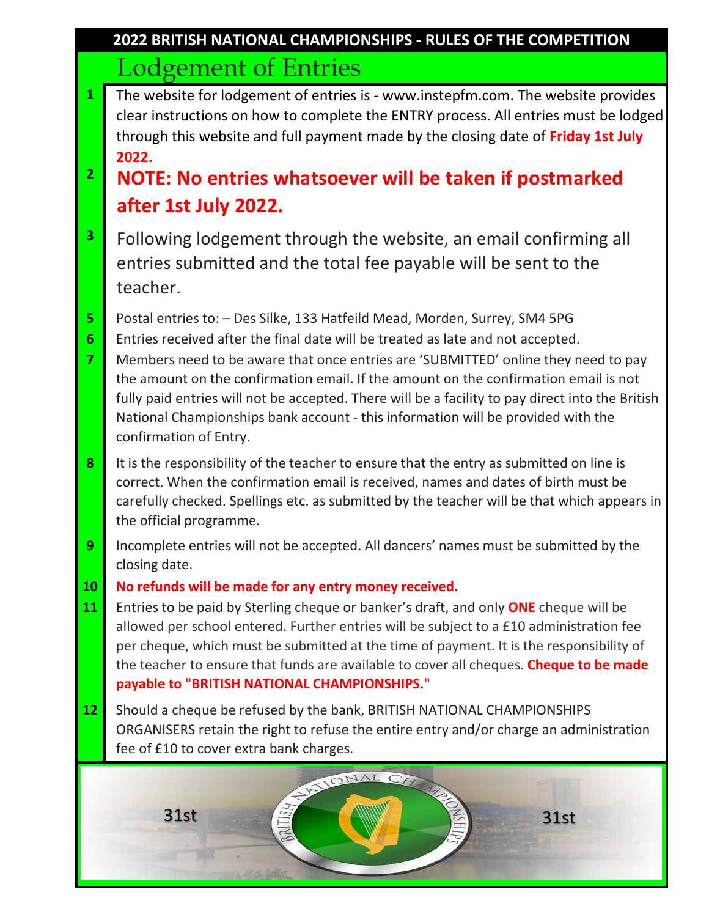## 2022 BRITISH NATIONAL CHAMPIONSHIPS - RULES OF THE COMPETITION

# Lodgement of Entries

1 The website for lodgement of entries is - www.instepfm.com. The website provides clear instructions on how to complete the ENTRY process. All entries must be lodged through this website and full payment made by the closing date of **Friday 1st July 2022.**

2 **NOTE: No entries whatsoever will be taken if postmarked after 1st July 2022.**

3 Following lodgement through the website, an email confirming all entries submitted and the total fee payable will be sent to the teacher.

5 Postal entries to: – Des Silke, 133 Hatfeild Mead, Morden, Surrey, SM4 5PG

6 Entries received after the final date will be treated as late and not accepted.

7 Members need to be aware that once entries are 'SUBMITTED' online they need to pay the amount on the confirmation email. If the amount on the confirmation email is not fully paid entries will not be accepted. There will be a facility to pay direct into the British National Championships bank account - this information will be provided with the confirmation of Entry.

8 It is the responsibility of the teacher to ensure that the entry as submitted on line is correct. When the confirmation email is received, names and dates of birth must be carefully checked. Spellings etc. as submitted by the teacher will be that which appears in the official programme.

9 Incomplete entries will not be accepted. All dancers' names must be submitted by the closing date.

10 **No refunds will be made for any entry money received.**

11 Entries to be paid by Sterling cheque or banker's draft, and only **ONE** cheque will be allowed per school entered. Further entries will be subject to a £10 administration fee per cheque, which must be submitted at the time of payment. It is the responsibility of the teacher to ensure that funds are available to cover all cheques. **Cheque to be made payable to "BRITISH NATIONAL CHAMPIONSHIPS."**

12 Should a cheque be refused by the bank, BRITISH NATIONAL CHAMPIONSHIPS ORGANISERS retain the right to refuse the entire entry and/or charge an administration fee of £10 to cover extra bank charges.

31st BRITISH NATIONAL CHAMPIONSHIPS 31st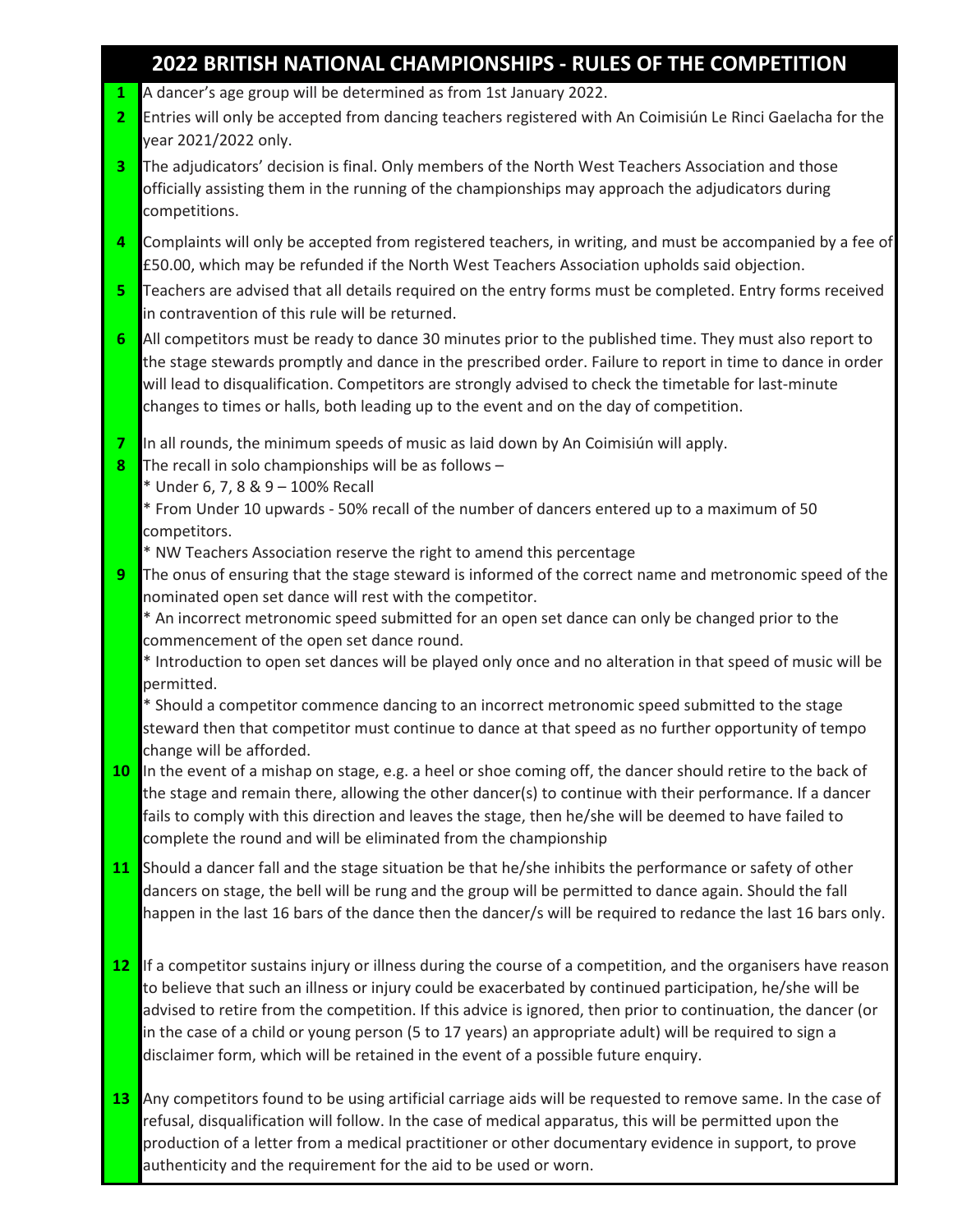# 2022 BRITISH NATIONAL CHAMPIONSHIPS - RULES OF THE COMPETITION

1. A dancer's age group will be determined as from 1st January 2022.
2. Entries will only be accepted from dancing teachers registered with An Coimisiún Le Rinci Gaelacha for the year 2021/2022 only.
3. The adjudicators' decision is final. Only members of the North West Teachers Association and those officially assisting them in the running of the championships may approach the adjudicators during competitions.
4. Complaints will only be accepted from registered teachers, in writing, and must be accompanied by a fee of £50.00, which may be refunded if the North West Teachers Association upholds said objection.
5. Teachers are advised that all details required on the entry forms must be completed. Entry forms received in contravention of this rule will be returned.
6. All competitors must be ready to dance 30 minutes prior to the published time. They must also report to the stage stewards promptly and dance in the prescribed order. Failure to report in time to dance in order will lead to disqualification. Competitors are strongly advised to check the timetable for last-minute changes to times or halls, both leading up to the event and on the day of competition.
7. In all rounds, the minimum speeds of music as laid down by An Coimisiún will apply.
8. The recall in solo championships will be as follows –
   * Under 6, 7, 8 & 9 – 100% Recall
   * From Under 10 upwards - 50% recall of the number of dancers entered up to a maximum of 50 competitors.
   * NW Teachers Association reserve the right to amend this percentage
9. The onus of ensuring that the stage steward is informed of the correct name and metronomic speed of the nominated open set dance will rest with the competitor.
   * An incorrect metronomic speed submitted for an open set dance can only be changed prior to the commencement of the open set dance round.
   * Introduction to open set dances will be played only once and no alteration in that speed of music will be permitted.
   * Should a competitor commence dancing to an incorrect metronomic speed submitted to the stage steward then that competitor must continue to dance at that speed as no further opportunity of tempo change will be afforded.
10. In the event of a mishap on stage, e.g. a heel or shoe coming off, the dancer should retire to the back of the stage and remain there, allowing the other dancer(s) to continue with their performance. If a dancer fails to comply with this direction and leaves the stage, then he/she will be deemed to have failed to complete the round and will be eliminated from the championship
11. Should a dancer fall and the stage situation be that he/she inhibits the performance or safety of other dancers on stage, the bell will be rung and the group will be permitted to dance again. Should the fall happen in the last 16 bars of the dance then the dancer/s will be required to redance the last 16 bars only.
12. If a competitor sustains injury or illness during the course of a competition, and the organisers have reason to believe that such an illness or injury could be exacerbated by continued participation, he/she will be advised to retire from the competition. If this advice is ignored, then prior to continuation, the dancer (or in the case of a child or young person (5 to 17 years) an appropriate adult) will be required to sign a disclaimer form, which will be retained in the event of a possible future enquiry.
13. Any competitors found to be using artificial carriage aids will be requested to remove same. In the case of refusal, disqualification will follow. In the case of medical apparatus, this will be permitted upon the production of a letter from a medical practitioner or other documentary evidence in support, to prove authenticity and the requirement for the aid to be used or worn.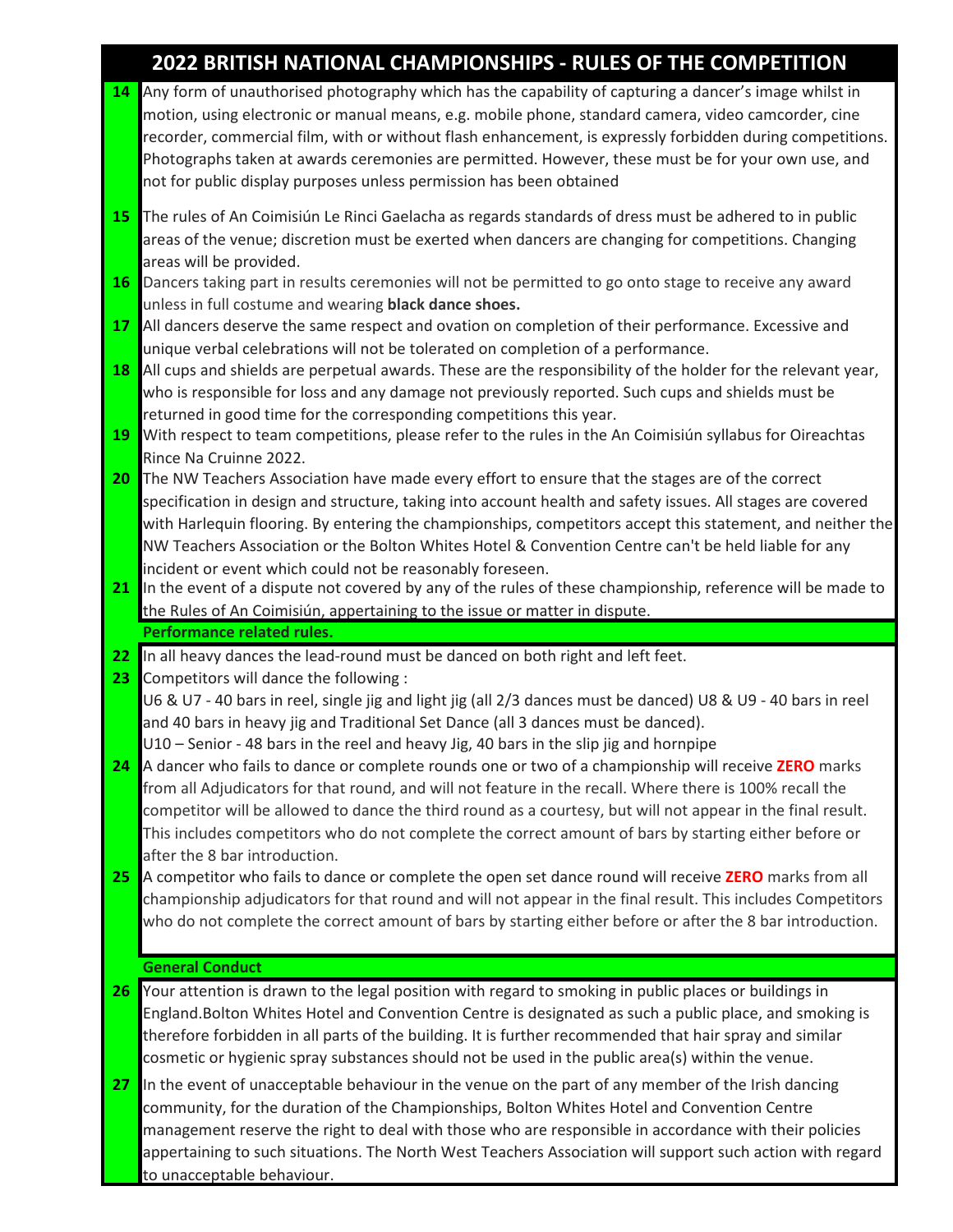# 2022 BRITISH NATIONAL CHAMPIONSHIPS - RULES OF THE COMPETITION

**14** Any form of unauthorised photography which has the capability of capturing a dancer's image whilst in motion, using electronic or manual means, e.g. mobile phone, standard camera, video camcorder, cine recorder, commercial film, with or without flash enhancement, is expressly forbidden during competitions. Photographs taken at awards ceremonies are permitted. However, these must be for your own use, and not for public display purposes unless permission has been obtained

**15** The rules of An Coimisiún Le Rinci Gaelacha as regards standards of dress must be adhered to in public areas of the venue; discretion must be exerted when dancers are changing for competitions. Changing areas will be provided.

**16** Dancers taking part in results ceremonies will not be permitted to go onto stage to receive any award unless in full costume and wearing **black dance shoes.**

**17** All dancers deserve the same respect and ovation on completion of their performance. Excessive and unique verbal celebrations will not be tolerated on completion of a performance.

**18** All cups and shields are perpetual awards. These are the responsibility of the holder for the relevant year, who is responsible for loss and any damage not previously reported. Such cups and shields must be returned in good time for the corresponding competitions this year.

**19** With respect to team competitions, please refer to the rules in the An Coimisiún syllabus for Oireachtas Rince Na Cruinne 2022.

**20** The NW Teachers Association have made every effort to ensure that the stages are of the correct specification in design and structure, taking into account health and safety issues. All stages are covered with Harlequin flooring. By entering the championships, competitors accept this statement, and neither the NW Teachers Association or the Bolton Whites Hotel & Convention Centre can't be held liable for any incident or event which could not be reasonably foreseen.

**21** In the event of a dispute not covered by any of the rules of these championship, reference will be made to the Rules of An Coimisiún, appertaining to the issue or matter in dispute.

## Performance related rules.

**22** In all heavy dances the lead-round must be danced on both right and left feet.

**23** Competitors will dance the following :
U6 & U7 - 40 bars in reel, single jig and light jig (all 2/3 dances must be danced) U8 & U9 - 40 bars in reel and 40 bars in heavy jig and Traditional Set Dance (all 3 dances must be danced).
U10 – Senior - 48 bars in the reel and heavy Jig, 40 bars in the slip jig and hornpipe

**24** A dancer who fails to dance or complete rounds one or two of a championship will receive **ZERO** marks from all Adjudicators for that round, and will not feature in the recall. Where there is 100% recall the competitor will be allowed to dance the third round as a courtesy, but will not appear in the final result. This includes competitors who do not complete the correct amount of bars by starting either before or after the 8 bar introduction.

**25** A competitor who fails to dance or complete the open set dance round will receive **ZERO** marks from all championship adjudicators for that round and will not appear in the final result. This includes Competitors who do not complete the correct amount of bars by starting either before or after the 8 bar introduction.

## General Conduct

**26** Your attention is drawn to the legal position with regard to smoking in public places or buildings in England.Bolton Whites Hotel and Convention Centre is designated as such a public place, and smoking is therefore forbidden in all parts of the building. It is further recommended that hair spray and similar cosmetic or hygienic spray substances should not be used in the public area(s) within the venue.

**27** In the event of unacceptable behaviour in the venue on the part of any member of the Irish dancing community, for the duration of the Championships, Bolton Whites Hotel and Convention Centre management reserve the right to deal with those who are responsible in accordance with their policies appertaining to such situations. The North West Teachers Association will support such action with regard to unacceptable behaviour.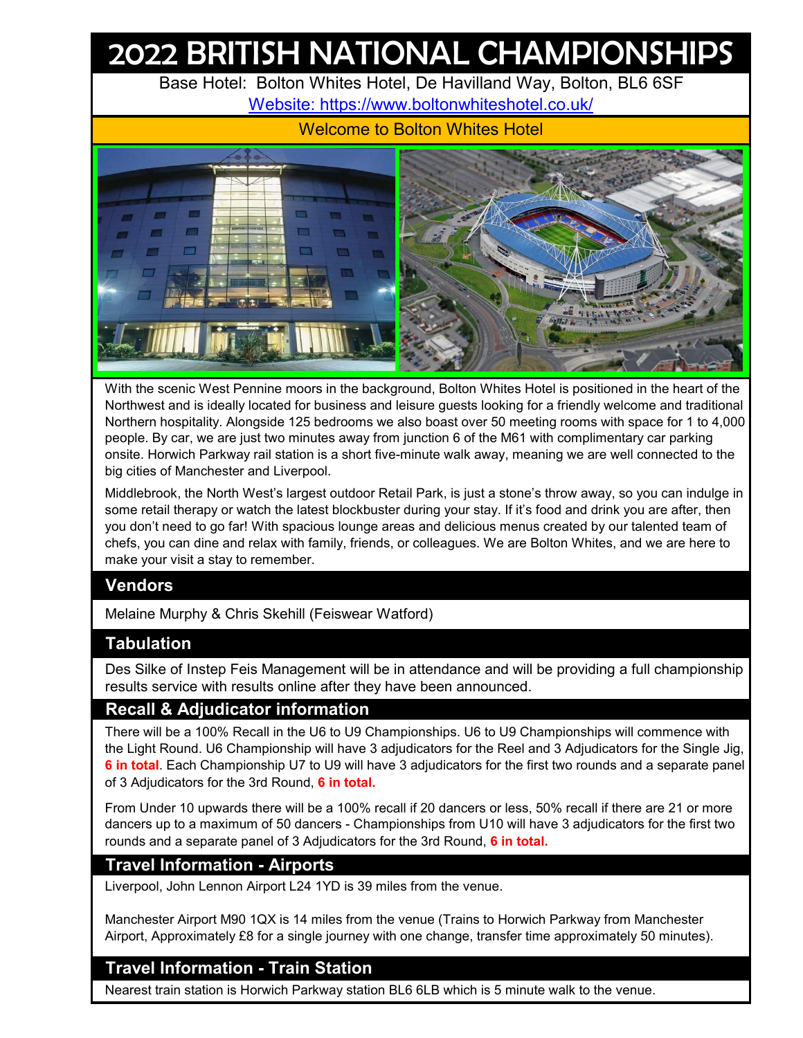# 2022 BRITISH NATIONAL CHAMPIONSHIPS

Base Hotel: Bolton Whites Hotel, De Havilland Way, Bolton, BL6 6SF

Website: https://www.boltonwhiteshotel.co.uk/

Welcome to Bolton Whites Hotel

With the scenic West Pennine moors in the background, Bolton Whites Hotel is positioned in the heart of the Northwest and is ideally located for business and leisure guests looking for a friendly welcome and traditional Northern hospitality. Alongside 125 bedrooms we also boast over 50 meeting rooms with space for 1 to 4,000 people. By car, we are just two minutes away from junction 6 of the M61 with complimentary car parking onsite. Horwich Parkway rail station is a short five-minute walk away, meaning we are well connected to the big cities of Manchester and Liverpool.

Middlebrook, the North West's largest outdoor Retail Park, is just a stone's throw away, so you can indulge in some retail therapy or watch the latest blockbuster during your stay. If it's food and drink you are after, then you don't need to go far! With spacious lounge areas and delicious menus created by our talented team of chefs, you can dine and relax with family, friends, or colleagues. We are Bolton Whites, and we are here to make your visit a stay to remember.

## Vendors

Melaine Murphy & Chris Skehill (Feiswear Watford)

## Tabulation

Des Silke of Instep Feis Management will be in attendance and will be providing a full championship results service with results online after they have been announced.

## Recall & Adjudicator information

There will be a 100% Recall in the U6 to U9 Championships. U6 to U9 Championships will commence with the Light Round. U6 Championship will have 3 adjudicators for the Reel and 3 Adjudicators for the Single Jig, **6 in total**. Each Championship U7 to U9 will have 3 adjudicators for the first two rounds and a separate panel of 3 Adjudicators for the 3rd Round, **6 in total.**

From Under 10 upwards there will be a 100% recall if 20 dancers or less, 50% recall if there are 21 or more dancers up to a maximum of 50 dancers - Championships from U10 will have 3 adjudicators for the first two rounds and a separate panel of 3 Adjudicators for the 3rd Round, **6 in total.**

## Travel Information - Airports

Liverpool, John Lennon Airport L24 1YD is 39 miles from the venue.

Manchester Airport M90 1QX is 14 miles from the venue (Trains to Horwich Parkway from Manchester Airport, Approximately £8 for a single journey with one change, transfer time approximately 50 minutes).

## Travel Information - Train Station

Nearest train station is Horwich Parkway station BL6 6LB which is 5 minute walk to the venue.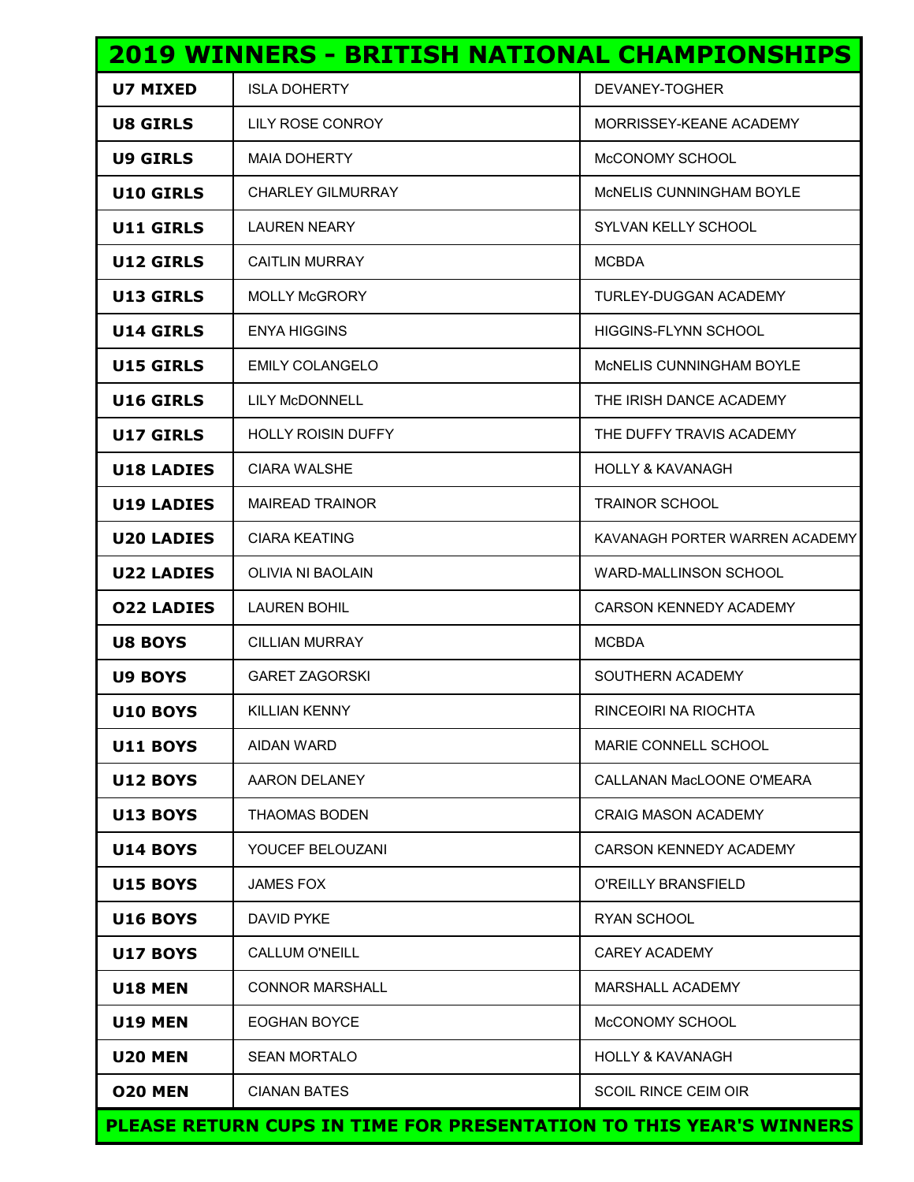# 2019 WINNERS - BRITISH NATIONAL CHAMPIONSHIPS

| | | |
|---|---|---|
| **U7 MIXED** | ISLA DOHERTY | DEVANEY-TOGHER |
| **U8 GIRLS** | LILY ROSE CONROY | MORRISSEY-KEANE ACADEMY |
| **U9 GIRLS** | MAIA DOHERTY | McCONOMY SCHOOL |
| **U10 GIRLS** | CHARLEY GILMURRAY | McNELIS CUNNINGHAM BOYLE |
| **U11 GIRLS** | LAUREN NEARY | SYLVAN KELLY SCHOOL |
| **U12 GIRLS** | CAITLIN MURRAY | MCBDA |
| **U13 GIRLS** | MOLLY McGRORY | TURLEY-DUGGAN ACADEMY |
| **U14 GIRLS** | ENYA HIGGINS | HIGGINS-FLYNN SCHOOL |
| **U15 GIRLS** | EMILY COLANGELO | McNELIS CUNNINGHAM BOYLE |
| **U16 GIRLS** | LILY McDONNELL | THE IRISH DANCE ACADEMY |
| **U17 GIRLS** | HOLLY ROISIN DUFFY | THE DUFFY TRAVIS ACADEMY |
| **U18 LADIES** | CIARA WALSHE | HOLLY & KAVANAGH |
| **U19 LADIES** | MAIREAD TRAINOR | TRAINOR SCHOOL |
| **U20 LADIES** | CIARA KEATING | KAVANAGH PORTER WARREN ACADEMY |
| **U22 LADIES** | OLIVIA NI BAOLAIN | WARD-MALLINSON SCHOOL |
| **O22 LADIES** | LAUREN BOHIL | CARSON KENNEDY ACADEMY |
| **U8 BOYS** | CILLIAN MURRAY | MCBDA |
| **U9 BOYS** | GARET ZAGORSKI | SOUTHERN ACADEMY |
| **U10 BOYS** | KILLIAN KENNY | RINCEOIRI NA RIOCHTA |
| **U11 BOYS** | AIDAN WARD | MARIE CONNELL SCHOOL |
| **U12 BOYS** | AARON DELANEY | CALLANAN MacLOONE O'MEARA |
| **U13 BOYS** | THAOMAS BODEN | CRAIG MASON ACADEMY |
| **U14 BOYS** | YOUCEF BELOUZANI | CARSON KENNEDY ACADEMY |
| **U15 BOYS** | JAMES FOX | O'REILLY BRANSFIELD |
| **U16 BOYS** | DAVID PYKE | RYAN SCHOOL |
| **U17 BOYS** | CALLUM O'NEILL | CAREY ACADEMY |
| **U18 MEN** | CONNOR MARSHALL | MARSHALL ACADEMY |
| **U19 MEN** | EOGHAN BOYCE | McCONOMY SCHOOL |
| **U20 MEN** | SEAN MORTALO | HOLLY & KAVANAGH |
| **O20 MEN** | CIANAN BATES | SCOIL RINCE CEIM OIR |

**PLEASE RETURN CUPS IN TIME FOR PRESENTATION TO THIS YEAR'S WINNERS**